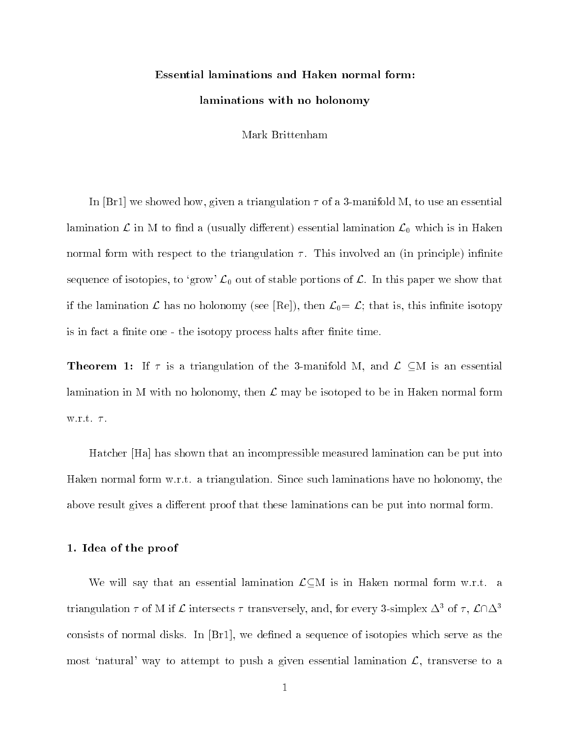# Essential laminations and Haken normal form: laminations with no holonomy

Mark Brittenham

In [Br1] we showed how, given a triangulation $\tau$ of a 3-manifold M, to use an essential lamination $\mathcal{L}$ in M to find a (usually different) essential lamination $\mathcal{L}_0$ which is in Haken normal form with respect to the triangulation $\tau$. This involved an (in principle) infinite sequence of isotopies, to 'grow' $\mathcal{L}_0$ out of stable portions of $\mathcal{L}$. In this paper we show that if the lamination $\mathcal{L}$ has no holonomy (see [Re]), then $\mathcal{L}_0 = \mathcal{L}$; that is, this infinite isotopy is in fact a finite one - the isotopy process halts after finite time.

**Theorem 1:** If $\tau$ is a triangulation of the 3-manifold M, and $\mathcal{L} \subseteq$M is an essential lamination in M with no holonomy, then $\mathcal{L}$ may be isotoped to be in Haken normal form w.r.t. $\tau$.

Hatcher [Ha] has shown that an incompressible measured lamination can be put into Haken normal form w.r.t. a triangulation. Since such laminations have no holonomy, the above result gives a different proof that these laminations can be put into normal form.

## 1. Idea of the proof

We will say that an essential lamination $\mathcal{L} \subseteq$M is in Haken normal form w.r.t. a triangulation $\tau$ of M if $\mathcal{L}$ intersects $\tau$ transversely, and, for every 3-simplex $\Delta^3$ of $\tau$, $\mathcal{L} \cap \Delta^3$ consists of normal disks. In [Br1], we defined a sequence of isotopies which serve as the most 'natural' way to attempt to push a given essential lamination $\mathcal{L}$, transverse to a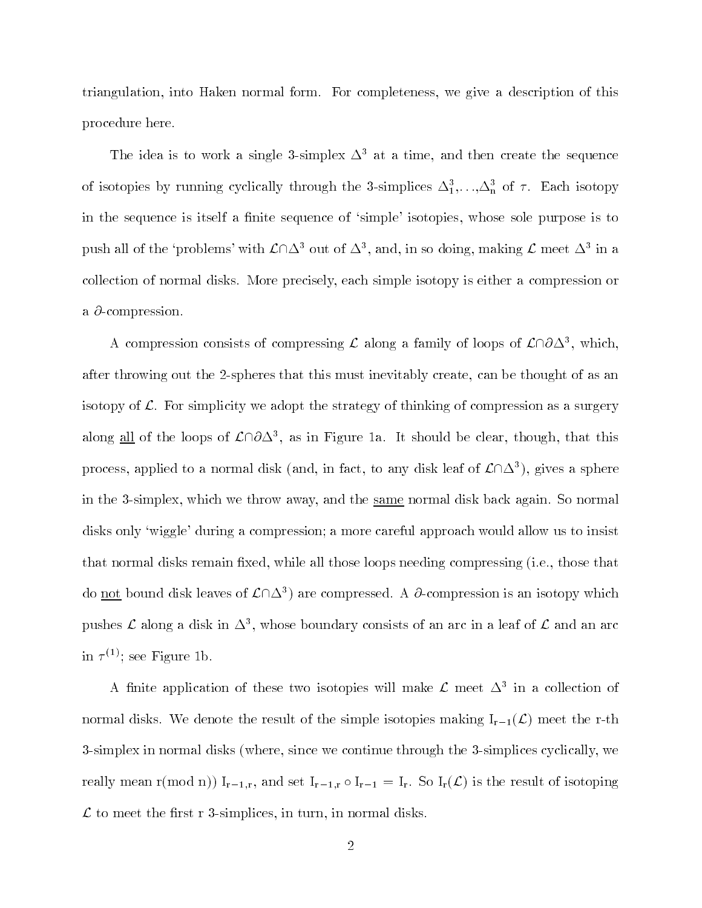triangulation, into Haken normal form. For completeness, we give a description of this procedure here.

The idea is to work a single 3-simplex $\Delta^3$ at a time, and then create the sequence of isotopies by running cyclically through the 3-simplices $\Delta^3_1,\ldots,\Delta^3_n$ of $\tau$. Each isotopy in the sequence is itself a finite sequence of 'simple' isotopies, whose sole purpose is to push all of the 'problems' with $\mathcal{L}\cap\Delta^3$ out of $\Delta^3$, and, in so doing, making $\mathcal{L}$ meet $\Delta^3$ in a collection of normal disks. More precisely, each simple isotopy is either a compression or a $\partial$-compression.

A compression consists of compressing $\mathcal{L}$ along a family of loops of $\mathcal{L}\cap\partial\Delta^3$, which, after throwing out the 2-spheres that this must inevitably create, can be thought of as an isotopy of $\mathcal{L}$. For simplicity we adopt the strategy of thinking of compression as a surgery along <u>all</u> of the loops of $\mathcal{L}\cap\partial\Delta^3$, as in Figure 1a. It should be clear, though, that this process, applied to a normal disk (and, in fact, to any disk leaf of $\mathcal{L}\cap\Delta^3$), gives a sphere in the 3-simplex, which we throw away, and the <u>same</u> normal disk back again. So normal disks only 'wiggle' during a compression; a more careful approach would allow us to insist that normal disks remain fixed, while all those loops needing compressing (i.e., those that do <u>not</u> bound disk leaves of $\mathcal{L}\cap\Delta^3$) are compressed. A $\partial$-compression is an isotopy which pushes $\mathcal{L}$ along a disk in $\Delta^3$, whose boundary consists of an arc in a leaf of $\mathcal{L}$ and an arc in $\tau^{(1)}$; see Figure 1b.

A finite application of these two isotopies will make $\mathcal{L}$ meet $\Delta^3$ in a collection of normal disks. We denote the result of the simple isotopies making $I_{r-1}(\mathcal{L})$ meet the r-th 3-simplex in normal disks (where, since we continue through the 3-simplices cyclically, we really mean r(mod n)) $I_{r-1,r}$, and set $I_{r-1,r}\circ I_{r-1} = I_r$. So $I_r(\mathcal{L})$ is the result of isotoping $\mathcal{L}$ to meet the first r 3-simplices, in turn, in normal disks.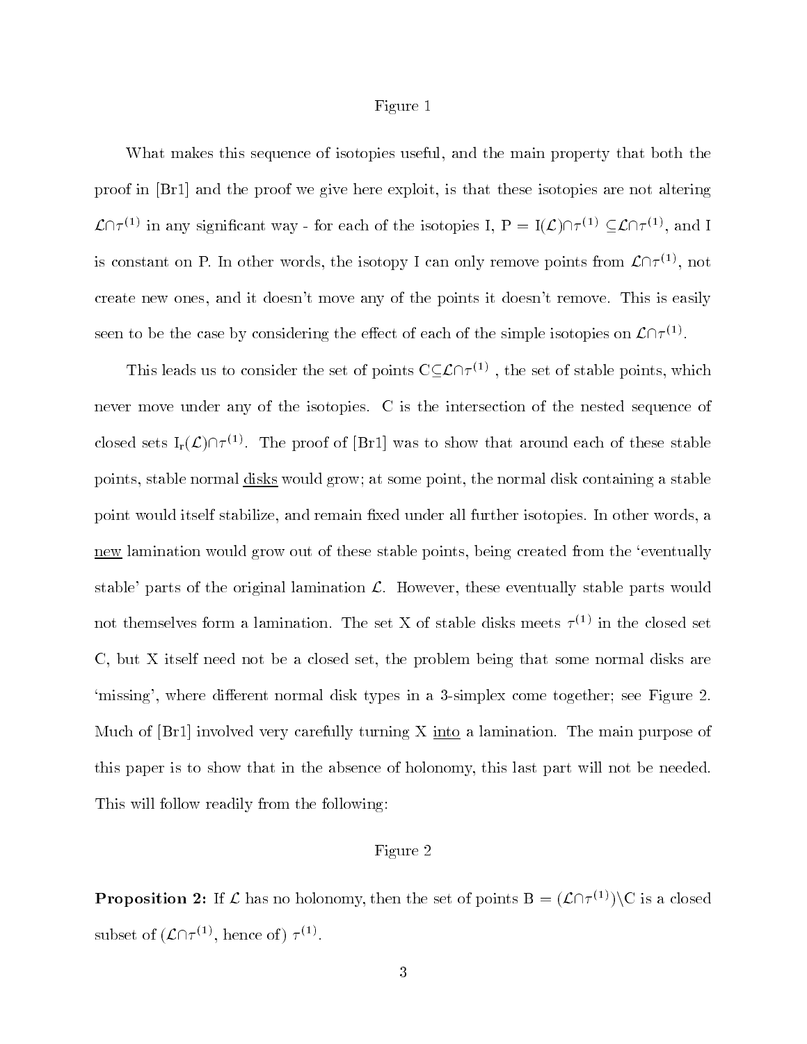Figure 1

What makes this sequence of isotopies useful, and the main property that both the proof in [Br1] and the proof we give here exploit, is that these isotopies are not altering $\mathcal{L}\cap\tau^{(1)}$ in any significant way - for each of the isotopies I, P = $\mathrm{I}(\mathcal{L})\cap\tau^{(1)} \subseteq \mathcal{L}\cap\tau^{(1)}$, and I is constant on P. In other words, the isotopy I can only remove points from $\mathcal{L}\cap\tau^{(1)}$, not create new ones, and it doesn't move any of the points it doesn't remove. This is easily seen to be the case by considering the effect of each of the simple isotopies on $\mathcal{L}\cap\tau^{(1)}$.

This leads us to consider the set of points $\mathrm{C}\subseteq\mathcal{L}\cap\tau^{(1)}$ , the set of stable points, which never move under any of the isotopies. C is the intersection of the nested sequence of closed sets $\mathrm{I}_r(\mathcal{L})\cap\tau^{(1)}$. The proof of [Br1] was to show that around each of these stable points, stable normal <u>disks</u> would grow; at some point, the normal disk containing a stable point would itself stabilize, and remain fixed under all further isotopies. In other words, a <u>new</u> lamination would grow out of these stable points, being created from the 'eventually stable' parts of the original lamination $\mathcal{L}$. However, these eventually stable parts would not themselves form a lamination. The set X of stable disks meets $\tau^{(1)}$ in the closed set C, but X itself need not be a closed set, the problem being that some normal disks are 'missing', where different normal disk types in a 3-simplex come together; see Figure 2. Much of [Br1] involved very carefully turning X <u>into</u> a lamination. The main purpose of this paper is to show that in the absence of holonomy, this last part will not be needed. This will follow readily from the following:

Figure 2

**Proposition 2:** If $\mathcal{L}$ has no holonomy, then the set of points $\mathrm{B} = (\mathcal{L}\cap\tau^{(1)})\backslash\mathrm{C}$ is a closed subset of ($\mathcal{L}\cap\tau^{(1)}$, hence of) $\tau^{(1)}$.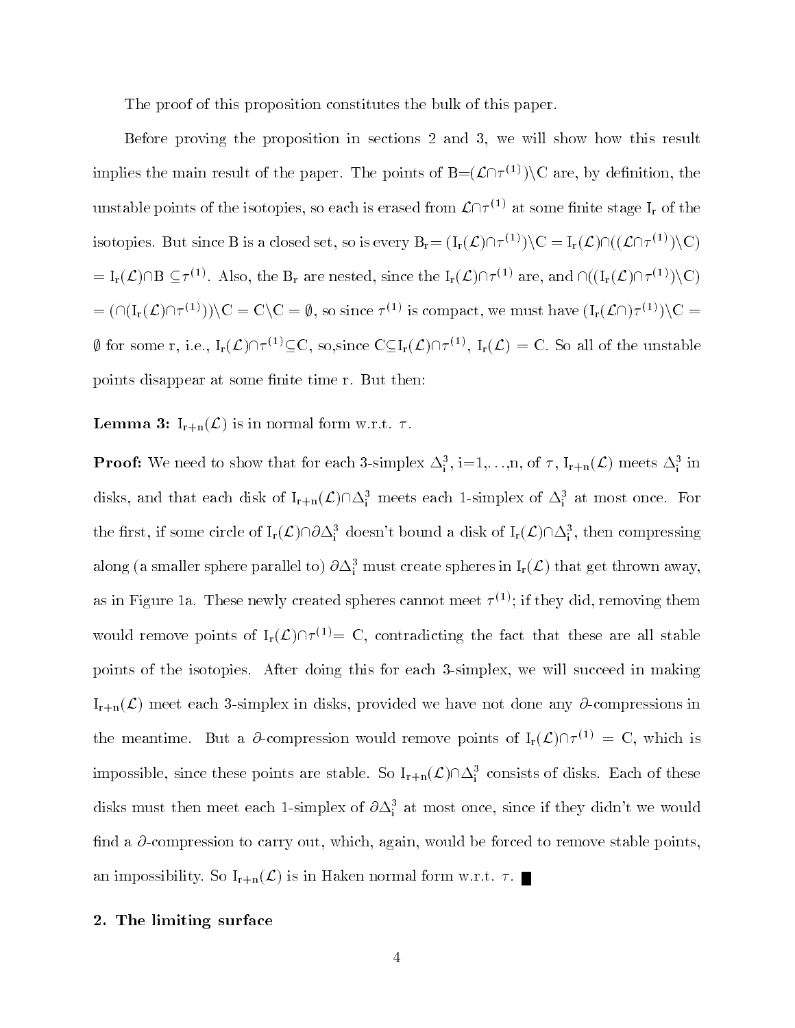The proof of this proposition constitutes the bulk of this paper.

Before proving the proposition in sections 2 and 3, we will show how this result implies the main result of the paper. The points of $B=(\mathcal{L}\cap\tau^{(1)})\setminus C$ are, by definition, the unstable points of the isotopies, so each is erased from $\mathcal{L}\cap\tau^{(1)}$ at some finite stage $I_r$ of the isotopies. But since B is a closed set, so is every $B_r= (I_r(\mathcal{L})\cap\tau^{(1)})\setminus C = I_r(\mathcal{L})\cap((\mathcal{L}\cap\tau^{(1)})\setminus C)$ $= I_r(\mathcal{L})\cap B \subseteq\tau^{(1)}$. Also, the $B_r$ are nested, since the $I_r(\mathcal{L})\cap\tau^{(1)}$ are, and $\cap((I_r(\mathcal{L})\cap\tau^{(1)})\setminus C)$ $= (\cap(I_r(\mathcal{L})\cap\tau^{(1)}))\setminus C = C\setminus C = \emptyset$, so since $\tau^{(1)}$ is compact, we must have $(I_r(\mathcal{L}\cap)\tau^{(1)})\setminus C =$ $\emptyset$ for some r, i.e., $I_r(\mathcal{L})\cap\tau^{(1)}\subseteq C$, so,since $C\subseteq I_r(\mathcal{L})\cap\tau^{(1)}$, $I_r(\mathcal{L}) = C$. So all of the unstable points disappear at some finite time r. But then:

**Lemma 3:** $I_{r+n}(\mathcal{L})$ is in normal form w.r.t. $\tau$.

**Proof:** We need to show that for each 3-simplex $\Delta^3_i$, i=1,...,n, of $\tau$, $I_{r+n}(\mathcal{L})$ meets $\Delta^3_i$ in disks, and that each disk of $I_{r+n}(\mathcal{L})\cap\Delta^3_i$ meets each 1-simplex of $\Delta^3_i$ at most once. For the first, if some circle of $I_r(\mathcal{L})\cap\partial\Delta^3_i$ doesn't bound a disk of $I_r(\mathcal{L})\cap\Delta^3_i$, then compressing along (a smaller sphere parallel to) $\partial\Delta^3_i$ must create spheres in $I_r(\mathcal{L})$ that get thrown away, as in Figure 1a. These newly created spheres cannot meet $\tau^{(1)}$; if they did, removing them would remove points of $I_r(\mathcal{L})\cap\tau^{(1)}= C$, contradicting the fact that these are all stable points of the isotopies. After doing this for each 3-simplex, we will succeed in making $I_{r+n}(\mathcal{L})$ meet each 3-simplex in disks, provided we have not done any $\partial$-compressions in the meantime. But a $\partial$-compression would remove points of $I_r(\mathcal{L})\cap\tau^{(1)} = C$, which is impossible, since these points are stable. So $I_{r+n}(\mathcal{L})\cap\Delta^3_i$ consists of disks. Each of these disks must then meet each 1-simplex of $\partial\Delta^3_i$ at most once, since if they didn't we would find a $\partial$-compression to carry out, which, again, would be forced to remove stable points, an impossibility. So $I_{r+n}(\mathcal{L})$ is in Haken normal form w.r.t. $\tau$. ∎

## 2. The limiting surface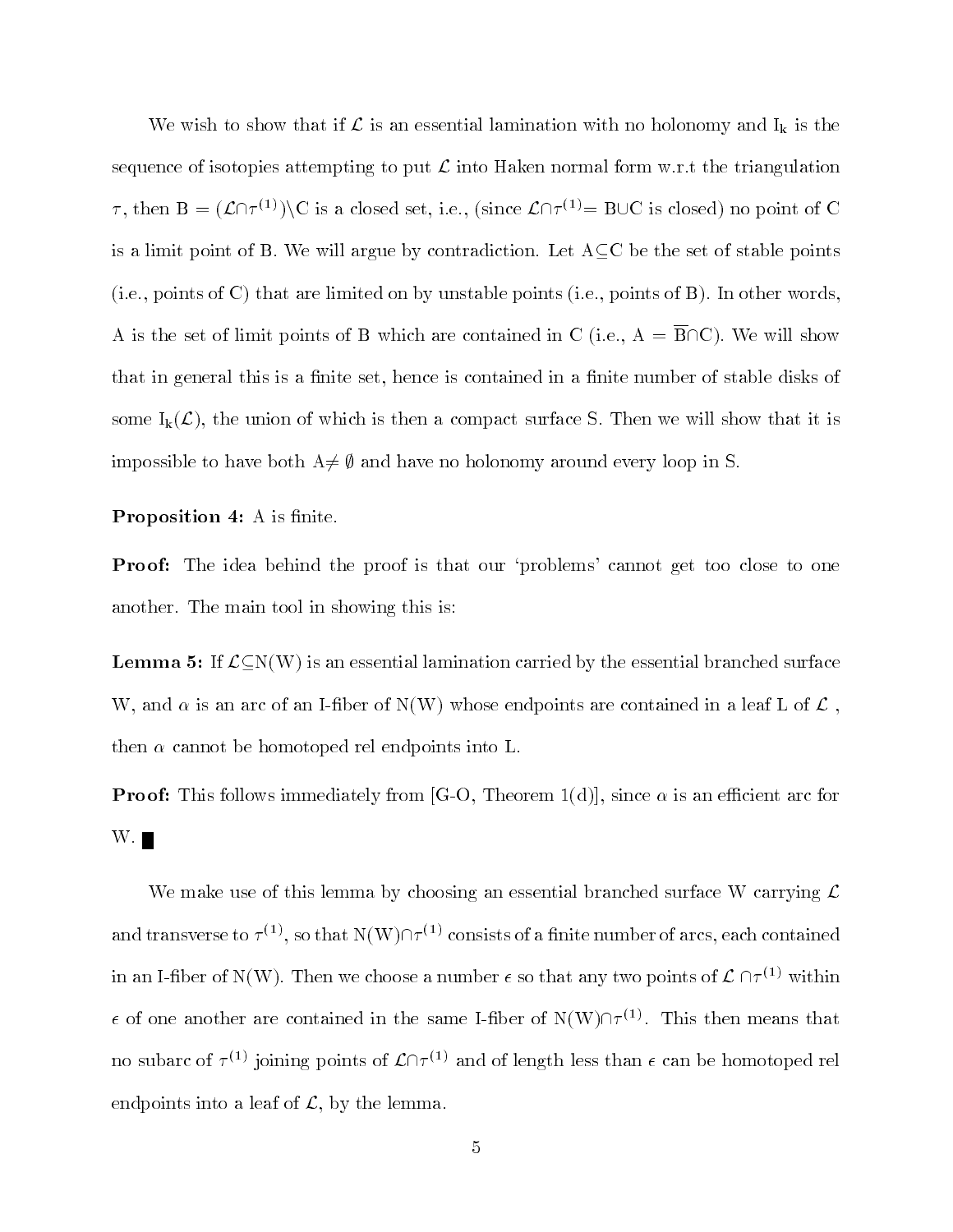We wish to show that if $\mathcal{L}$ is an essential lamination with no holonomy and $\mathrm{I_k}$ is the sequence of isotopies attempting to put $\mathcal{L}$ into Haken normal form w.r.t the triangulation $\tau$, then $\mathrm{B} = (\mathcal{L} \cap \tau^{(1)}) \setminus \mathrm{C}$ is a closed set, i.e., (since $\mathcal{L} \cap \tau^{(1)} = \mathrm{B} \cup \mathrm{C}$ is closed) no point of C is a limit point of B. We will argue by contradiction. Let $\mathrm{A} \subseteq \mathrm{C}$ be the set of stable points (i.e., points of C) that are limited on by unstable points (i.e., points of B). In other words, A is the set of limit points of B which are contained in C (i.e., $\mathrm{A} = \overline{\mathrm{B}} \cap \mathrm{C}$). We will show that in general this is a finite set, hence is contained in a finite number of stable disks of some $\mathrm{I_k}(\mathcal{L})$, the union of which is then a compact surface S. Then we will show that it is impossible to have both $\mathrm{A} \neq \emptyset$ and have no holonomy around every loop in S.

**Proposition 4:** A is finite.

**Proof:** The idea behind the proof is that our 'problems' cannot get too close to one another. The main tool in showing this is:

**Lemma 5:** If $\mathcal{L} \subseteq \mathrm{N(W)}$ is an essential lamination carried by the essential branched surface W, and $\alpha$ is an arc of an I-fiber of N(W) whose endpoints are contained in a leaf L of $\mathcal{L}$ , then $\alpha$ cannot be homotoped rel endpoints into L.

**Proof:** This follows immediately from [G-O, Theorem 1(d)], since $\alpha$ is an efficient arc for W. ∎

We make use of this lemma by choosing an essential branched surface W carrying $\mathcal{L}$ and transverse to $\tau^{(1)}$, so that $\mathrm{N(W)} \cap \tau^{(1)}$ consists of a finite number of arcs, each contained in an I-fiber of N(W). Then we choose a number $\epsilon$ so that any two points of $\mathcal{L} \cap \tau^{(1)}$ within $\epsilon$ of one another are contained in the same I-fiber of $\mathrm{N(W)} \cap \tau^{(1)}$. This then means that no subarc of $\tau^{(1)}$ joining points of $\mathcal{L} \cap \tau^{(1)}$ and of length less than $\epsilon$ can be homotoped rel endpoints into a leaf of $\mathcal{L}$, by the lemma.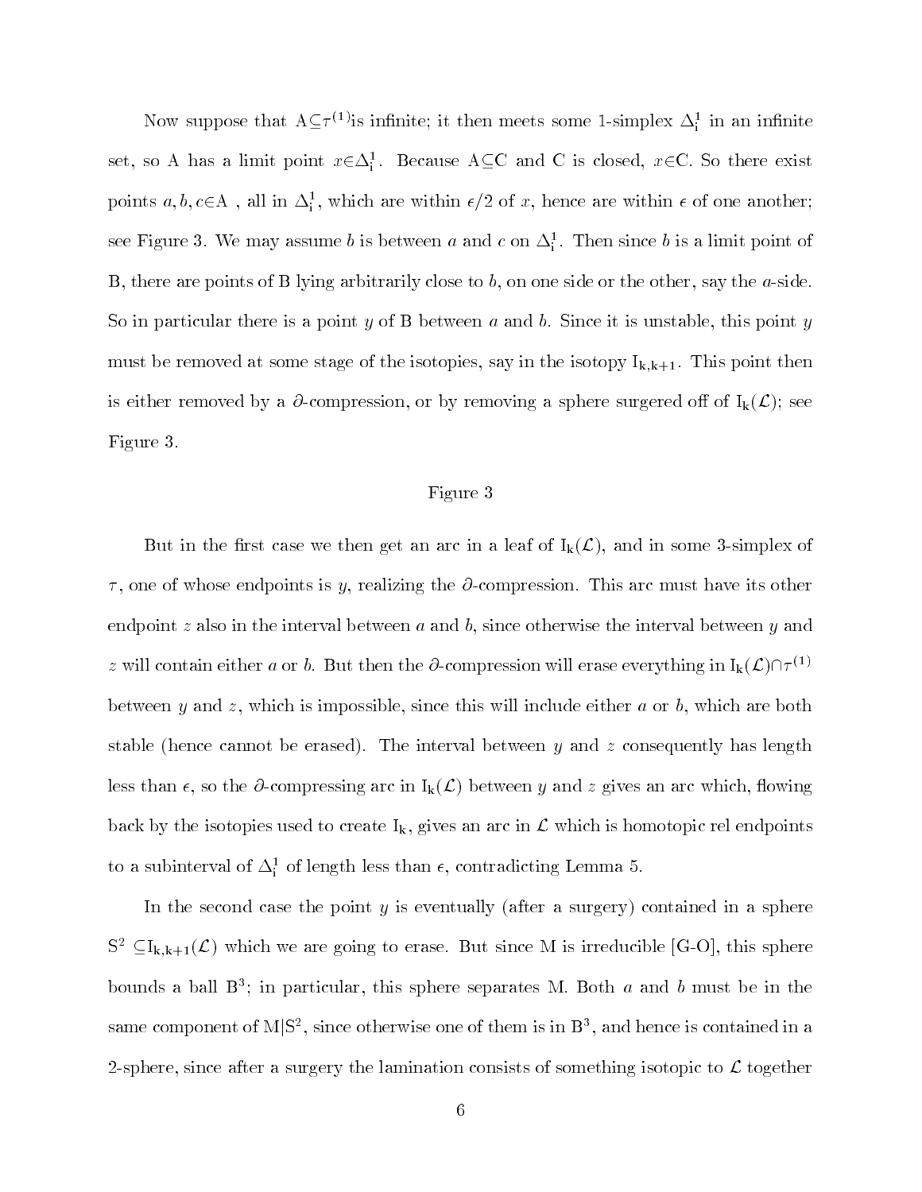Now suppose that $A\subseteq\tau^{(1)}$is infinite; it then meets some 1-simplex $\Delta^1_i$ in an infinite set, so A has a limit point $x\in\Delta^1_i$. Because $A\subseteq C$ and C is closed, $x\in C$. So there exist points $a,b,c\in A$ , all in $\Delta^1_i$, which are within $\epsilon/2$ of $x$, hence are within $\epsilon$ of one another; see Figure 3. We may assume $b$ is between $a$ and $c$ on $\Delta^1_i$. Then since $b$ is a limit point of B, there are points of B lying arbitrarily close to $b$, on one side or the other, say the $a$-side. So in particular there is a point $y$ of B between $a$ and $b$. Since it is unstable, this point $y$ must be removed at some stage of the isotopies, say in the isotopy $I_{k,k+1}$. This point then is either removed by a $\partial$-compression, or by removing a sphere surgered off of $I_k(\mathcal{L})$; see Figure 3.

Figure 3

But in the first case we then get an arc in a leaf of $I_k(\mathcal{L})$, and in some 3-simplex of $\tau$, one of whose endpoints is $y$, realizing the $\partial$-compression. This arc must have its other endpoint $z$ also in the interval between $a$ and $b$, since otherwise the interval between $y$ and $z$ will contain either $a$ or $b$. But then the $\partial$-compression will erase everything in $I_k(\mathcal{L})\cap\tau^{(1)}$ between $y$ and $z$, which is impossible, since this will include either $a$ or $b$, which are both stable (hence cannot be erased). The interval between $y$ and $z$ consequently has length less than $\epsilon$, so the $\partial$-compressing arc in $I_k(\mathcal{L})$ between $y$ and $z$ gives an arc which, flowing back by the isotopies used to create $I_k$, gives an arc in $\mathcal{L}$ which is homotopic rel endpoints to a subinterval of $\Delta^1_i$ of length less than $\epsilon$, contradicting Lemma 5.

In the second case the point $y$ is eventually (after a surgery) contained in a sphere $S^2\subseteq I_{k,k+1}(\mathcal{L})$ which we are going to erase. But since M is irreducible [G-O], this sphere bounds a ball $B^3$; in particular, this sphere separates M. Both $a$ and $b$ must be in the same component of $M|S^2$, since otherwise one of them is in $B^3$, and hence is contained in a 2-sphere, since after a surgery the lamination consists of something isotopic to $\mathcal{L}$ together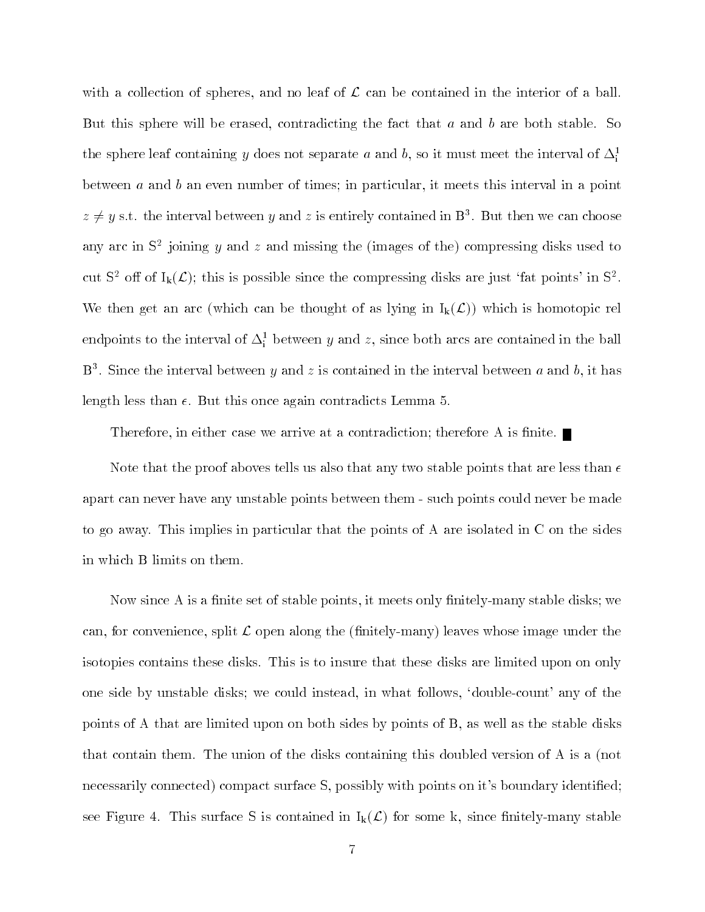with a collection of spheres, and no leaf of $\mathcal{L}$ can be contained in the interior of a ball. But this sphere will be erased, contradicting the fact that $a$ and $b$ are both stable. So the sphere leaf containing $y$ does not separate $a$ and $b$, so it must meet the interval of $\Delta^1_i$ between $a$ and $b$ an even number of times; in particular, it meets this interval in a point $z \neq y$ s.t. the interval between $y$ and $z$ is entirely contained in $B^3$. But then we can choose any arc in $S^2$ joining $y$ and $z$ and missing the (images of the) compressing disks used to cut $S^2$ off of $I_k(\mathcal{L})$; this is possible since the compressing disks are just 'fat points' in $S^2$. We then get an arc (which can be thought of as lying in $I_k(\mathcal{L})$) which is homotopic rel endpoints to the interval of $\Delta^1_i$ between $y$ and $z$, since both arcs are contained in the ball $B^3$. Since the interval between $y$ and $z$ is contained in the interval between $a$ and $b$, it has length less than $\epsilon$. But this once again contradicts Lemma 5.

Therefore, in either case we arrive at a contradiction; therefore A is finite. ∎

Note that the proof aboves tells us also that any two stable points that are less than $\epsilon$ apart can never have any unstable points between them - such points could never be made to go away. This implies in particular that the points of A are isolated in C on the sides in which B limits on them.

Now since A is a finite set of stable points, it meets only finitely-many stable disks; we can, for convenience, split $\mathcal{L}$ open along the (finitely-many) leaves whose image under the isotopies contains these disks. This is to insure that these disks are limited upon on only one side by unstable disks; we could instead, in what follows, 'double-count' any of the points of A that are limited upon on both sides by points of B, as well as the stable disks that contain them. The union of the disks containing this doubled version of A is a (not necessarily connected) compact surface S, possibly with points on it's boundary identified; see Figure 4. This surface S is contained in $I_k(\mathcal{L})$ for some k, since finitely-many stable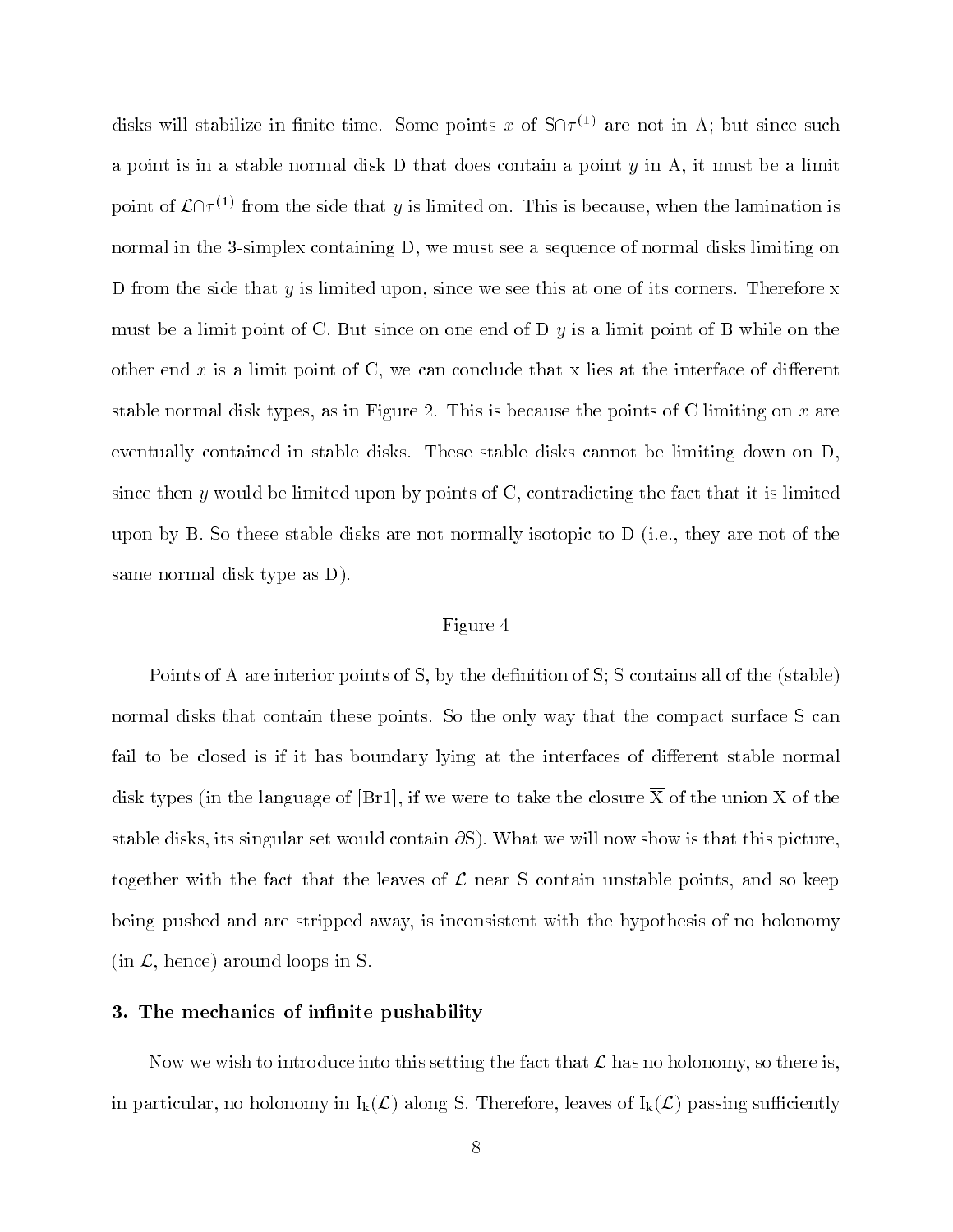disks will stabilize in finite time. Some points $x$ of $S \cap \tau^{(1)}$ are not in A; but since such a point is in a stable normal disk D that does contain a point $y$ in A, it must be a limit point of $\mathcal{L} \cap \tau^{(1)}$ from the side that $y$ is limited on. This is because, when the lamination is normal in the 3-simplex containing D, we must see a sequence of normal disks limiting on D from the side that $y$ is limited upon, since we see this at one of its corners. Therefore x must be a limit point of C. But since on one end of D $y$ is a limit point of B while on the other end $x$ is a limit point of C, we can conclude that x lies at the interface of different stable normal disk types, as in Figure 2. This is because the points of C limiting on $x$ are eventually contained in stable disks. These stable disks cannot be limiting down on D, since then $y$ would be limited upon by points of C, contradicting the fact that it is limited upon by B. So these stable disks are not normally isotopic to D (i.e., they are not of the same normal disk type as D).

Figure 4

Points of A are interior points of S, by the definition of S; S contains all of the (stable) normal disks that contain these points. So the only way that the compact surface S can fail to be closed is if it has boundary lying at the interfaces of different stable normal disk types (in the language of [Br1], if we were to take the closure $\overline{\mathrm{X}}$ of the union X of the stable disks, its singular set would contain $\partial$S). What we will now show is that this picture, together with the fact that the leaves of $\mathcal{L}$ near S contain unstable points, and so keep being pushed and are stripped away, is inconsistent with the hypothesis of no holonomy (in $\mathcal{L}$, hence) around loops in S.

## 3. The mechanics of infinite pushability

Now we wish to introduce into this setting the fact that $\mathcal{L}$ has no holonomy, so there is, in particular, no holonomy in $\mathrm{I}_\mathrm{k}(\mathcal{L})$ along S. Therefore, leaves of $\mathrm{I}_\mathrm{k}(\mathcal{L})$ passing sufficiently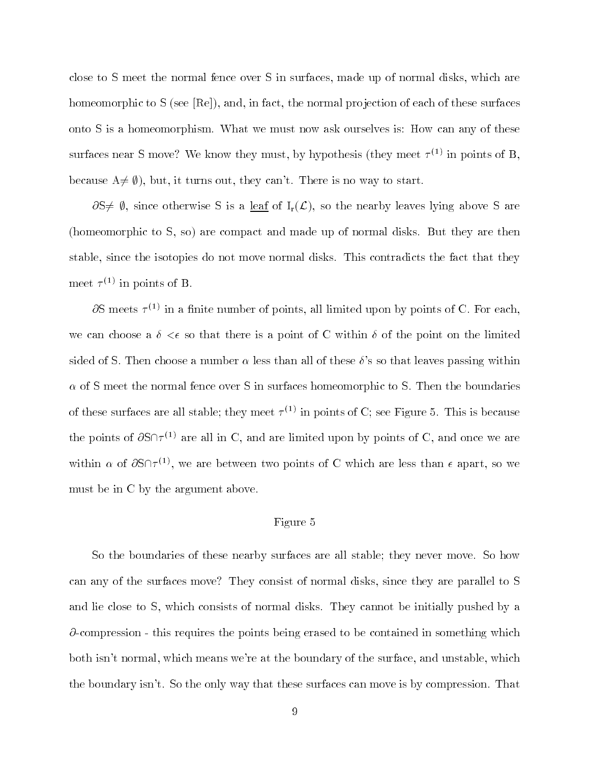close to S meet the normal fence over S in surfaces, made up of normal disks, which are homeomorphic to S (see [Re]), and, in fact, the normal projection of each of these surfaces onto S is a homeomorphism. What we must now ask ourselves is: How can any of these surfaces near S move? We know they must, by hypothesis (they meet $\tau^{(1)}$ in points of B, because A$\neq \emptyset$), but, it turns out, they can't. There is no way to start.

$\partial$S$\neq \emptyset$, since otherwise S is a <u>leaf</u> of $\mathrm{I_r}(\mathcal{L})$, so the nearby leaves lying above S are (homeomorphic to S, so) are compact and made up of normal disks. But they are then stable, since the isotopies do not move normal disks. This contradicts the fact that they meet $\tau^{(1)}$ in points of B.

$\partial$S meets $\tau^{(1)}$ in a finite number of points, all limited upon by points of C. For each, we can choose a $\delta < \epsilon$ so that there is a point of C within $\delta$ of the point on the limited sided of S. Then choose a number $\alpha$ less than all of these $\delta$'s so that leaves passing within $\alpha$ of S meet the normal fence over S in surfaces homeomorphic to S. Then the boundaries of these surfaces are all stable; they meet $\tau^{(1)}$ in points of C; see Figure 5. This is because the points of $\partial$S$\cap\tau^{(1)}$ are all in C, and are limited upon by points of C, and once we are within $\alpha$ of $\partial$S$\cap\tau^{(1)}$, we are between two points of C which are less than $\epsilon$ apart, so we must be in C by the argument above.

Figure 5

So the boundaries of these nearby surfaces are all stable; they never move. So how can any of the surfaces move? They consist of normal disks, since they are parallel to S and lie close to S, which consists of normal disks. They cannot be initially pushed by a $\partial$-compression - this requires the points being erased to be contained in something which both isn't normal, which means we're at the boundary of the surface, and unstable, which the boundary isn't. So the only way that these surfaces can move is by compression. That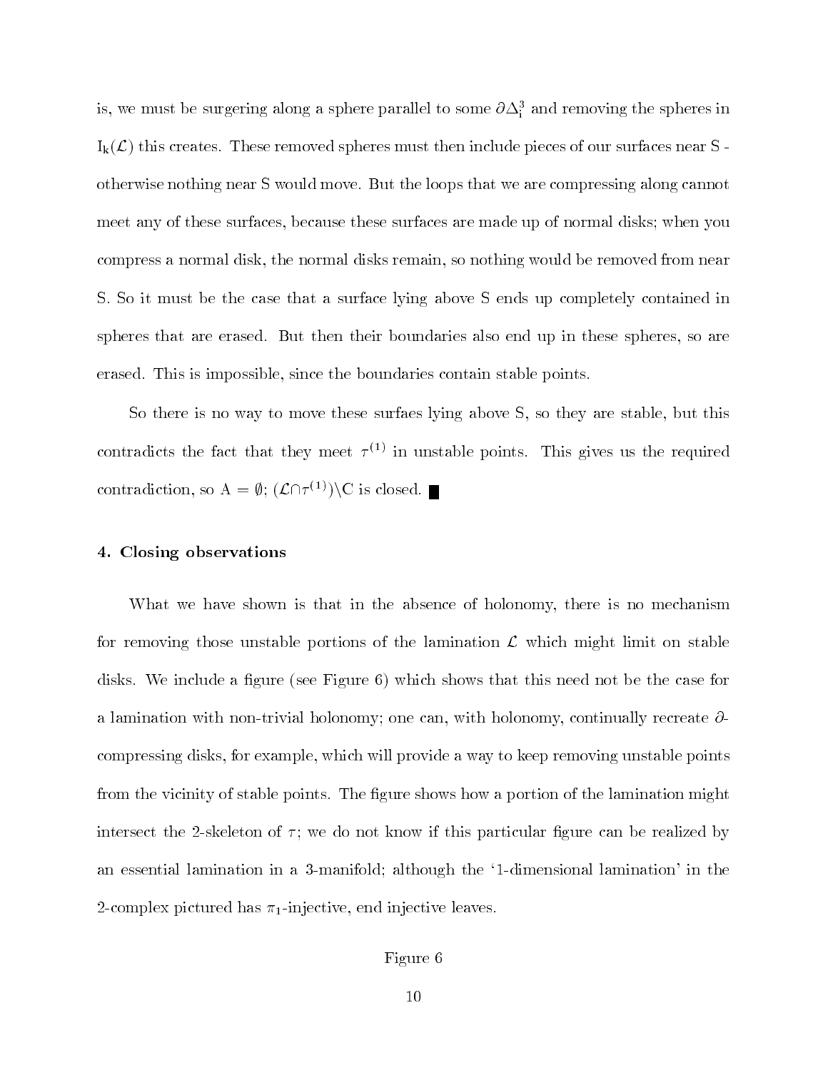is, we must be surgering along a sphere parallel to some $\partial\Delta_i^3$ and removing the spheres in $I_k(\mathcal{L})$ this creates. These removed spheres must then include pieces of our surfaces near S - otherwise nothing near S would move. But the loops that we are compressing along cannot meet any of these surfaces, because these surfaces are made up of normal disks; when you compress a normal disk, the normal disks remain, so nothing would be removed from near S. So it must be the case that a surface lying above S ends up completely contained in spheres that are erased. But then their boundaries also end up in these spheres, so are erased. This is impossible, since the boundaries contain stable points.

So there is no way to move these surfaes lying above S, so they are stable, but this contradicts the fact that they meet $\tau^{(1)}$ in unstable points. This gives us the required contradiction, so $A = \emptyset$; $(\mathcal{L}\cap\tau^{(1)})\backslash C$ is closed. ∎

## 4. Closing observations

What we have shown is that in the absence of holonomy, there is no mechanism for removing those unstable portions of the lamination $\mathcal{L}$ which might limit on stable disks. We include a figure (see Figure 6) which shows that this need not be the case for a lamination with non-trivial holonomy; one can, with holonomy, continually recreate $\partial$-compressing disks, for example, which will provide a way to keep removing unstable points from the vicinity of stable points. The figure shows how a portion of the lamination might intersect the 2-skeleton of $\tau$; we do not know if this particular figure can be realized by an essential lamination in a 3-manifold; although the '1-dimensional lamination' in the 2-complex pictured has $\pi_1$-injective, end injective leaves.

Figure 6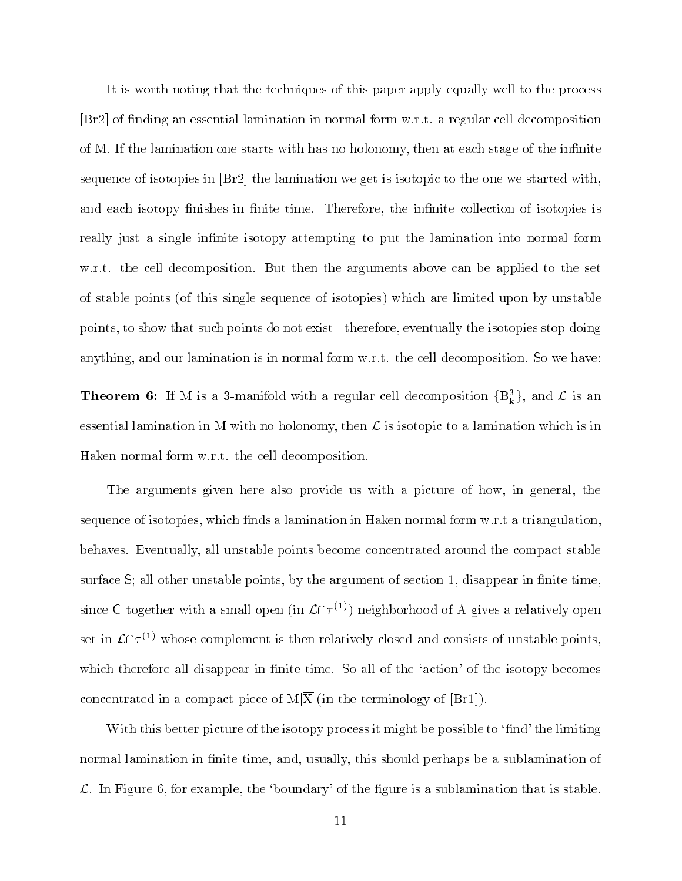It is worth noting that the techniques of this paper apply equally well to the process [Br2] of finding an essential lamination in normal form w.r.t. a regular cell decomposition of M. If the lamination one starts with has no holonomy, then at each stage of the infinite sequence of isotopies in [Br2] the lamination we get is isotopic to the one we started with, and each isotopy finishes in finite time. Therefore, the infinite collection of isotopies is really just a single infinite isotopy attempting to put the lamination into normal form w.r.t. the cell decomposition. But then the arguments above can be applied to the set of stable points (of this single sequence of isotopies) which are limited upon by unstable points, to show that such points do not exist - therefore, eventually the isotopies stop doing anything, and our lamination is in normal form w.r.t. the cell decomposition. So we have:

**Theorem 6:** If M is a 3-manifold with a regular cell decomposition $\{B^3_k\}$, and $\mathcal{L}$ is an essential lamination in M with no holonomy, then $\mathcal{L}$ is isotopic to a lamination which is in Haken normal form w.r.t. the cell decomposition.

The arguments given here also provide us with a picture of how, in general, the sequence of isotopies, which finds a lamination in Haken normal form w.r.t a triangulation, behaves. Eventually, all unstable points become concentrated around the compact stable surface S; all other unstable points, by the argument of section 1, disappear in finite time, since C together with a small open (in $\mathcal{L}\cap\tau^{(1)}$) neighborhood of A gives a relatively open set in $\mathcal{L}\cap\tau^{(1)}$ whose complement is then relatively closed and consists of unstable points, which therefore all disappear in finite time. So all of the 'action' of the isotopy becomes concentrated in a compact piece of $M|\overline{X}$ (in the terminology of [Br1]).

With this better picture of the isotopy process it might be possible to 'find' the limiting normal lamination in finite time, and, usually, this should perhaps be a sublamination of $\mathcal{L}$. In Figure 6, for example, the 'boundary' of the figure is a sublamination that is stable.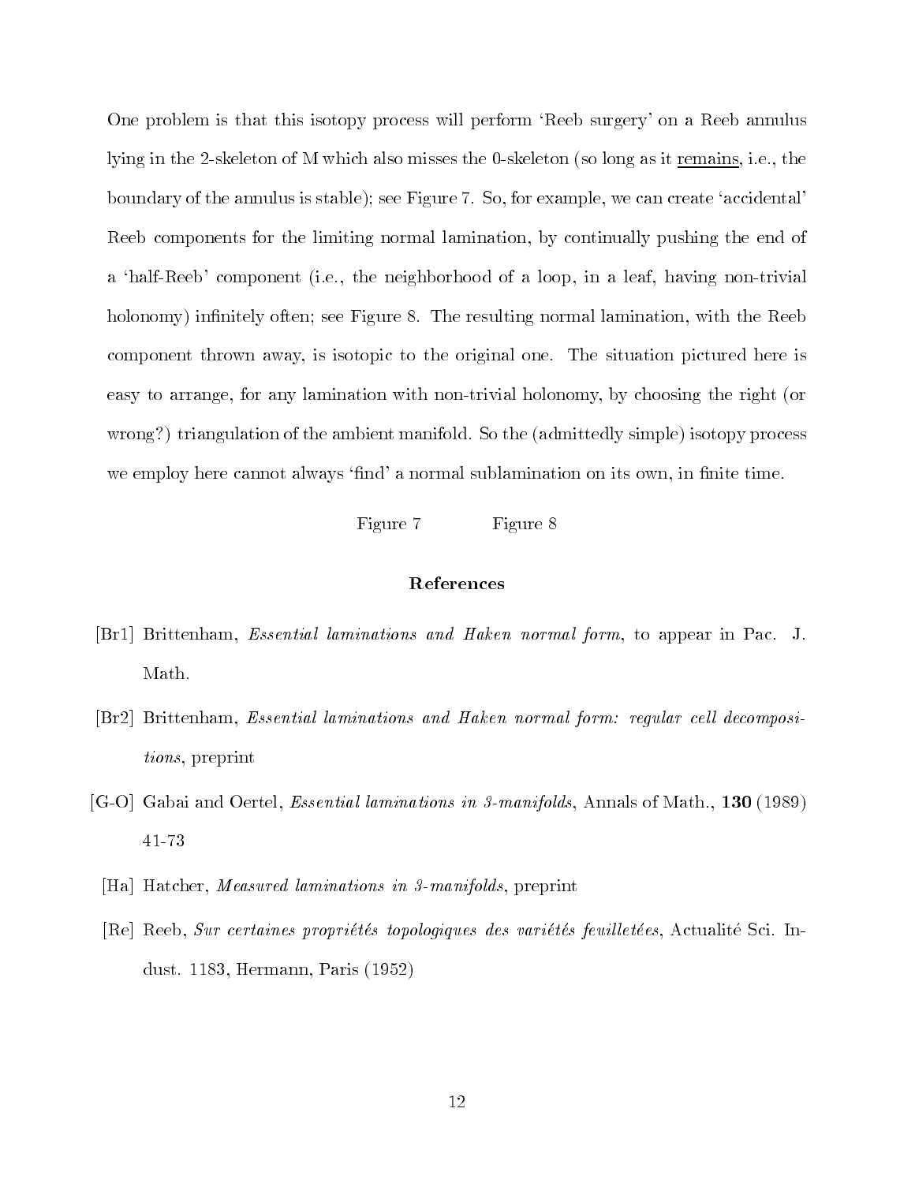One problem is that this isotopy process will perform 'Reeb surgery' on a Reeb annulus lying in the 2-skeleton of M which also misses the 0-skeleton (so long as it <u>remains</u>, i.e., the boundary of the annulus is stable); see Figure 7. So, for example, we can create 'accidental' Reeb components for the limiting normal lamination, by continually pushing the end of a 'half-Reeb' component (i.e., the neighborhood of a loop, in a leaf, having non-trivial holonomy) infinitely often; see Figure 8. The resulting normal lamination, with the Reeb component thrown away, is isotopic to the original one. The situation pictured here is easy to arrange, for any lamination with non-trivial holonomy, by choosing the right (or wrong?) triangulation of the ambient manifold. So the (admittedly simple) isotopy process we employ here cannot always 'find' a normal sublamination on its own, in finite time.

Figure 7 Figure 8

## References

[Br1] Brittenham, *Essential laminations and Haken normal form*, to appear in Pac. J. Math.

[Br2] Brittenham, *Essential laminations and Haken normal form: regular cell decompositions*, preprint

[G-O] Gabai and Oertel, *Essential laminations in 3-manifolds*, Annals of Math., **130** (1989) 41-73

[Ha] Hatcher, *Measured laminations in 3-manifolds*, preprint

[Re] Reeb, *Sur certaines propriétés topologiques des variétés feuilletées*, Actualité Sci. Indust. 1183, Hermann, Paris (1952)